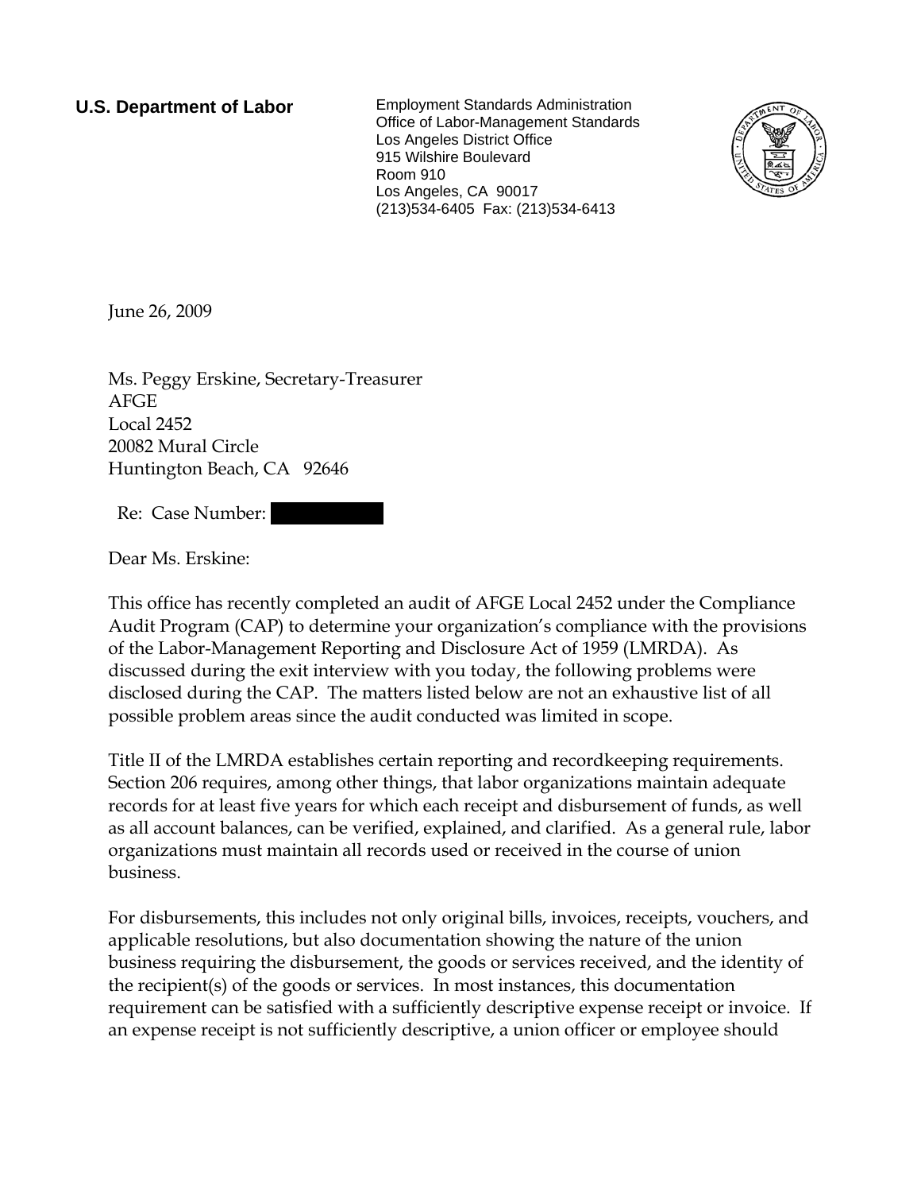**U.S. Department of Labor**

Employment Standards Administration
Office of Labor-Management Standards
Los Angeles District Office
915 Wilshire Boulevard
Room 910
Los Angeles, CA 90017
(213)534-6405 Fax: (213)534-6413

June 26, 2009

Ms. Peggy Erskine, Secretary-Treasurer
AFGE
Local 2452
20082 Mural Circle
Huntington Beach, CA 92646

Re: Case Number: [REDACTED]

Dear Ms. Erskine:

This office has recently completed an audit of AFGE Local 2452 under the Compliance Audit Program (CAP) to determine your organization's compliance with the provisions of the Labor-Management Reporting and Disclosure Act of 1959 (LMRDA). As discussed during the exit interview with you today, the following problems were disclosed during the CAP. The matters listed below are not an exhaustive list of all possible problem areas since the audit conducted was limited in scope.

Title II of the LMRDA establishes certain reporting and recordkeeping requirements. Section 206 requires, among other things, that labor organizations maintain adequate records for at least five years for which each receipt and disbursement of funds, as well as all account balances, can be verified, explained, and clarified. As a general rule, labor organizations must maintain all records used or received in the course of union business.

For disbursements, this includes not only original bills, invoices, receipts, vouchers, and applicable resolutions, but also documentation showing the nature of the union business requiring the disbursement, the goods or services received, and the identity of the recipient(s) of the goods or services. In most instances, this documentation requirement can be satisfied with a sufficiently descriptive expense receipt or invoice. If an expense receipt is not sufficiently descriptive, a union officer or employee should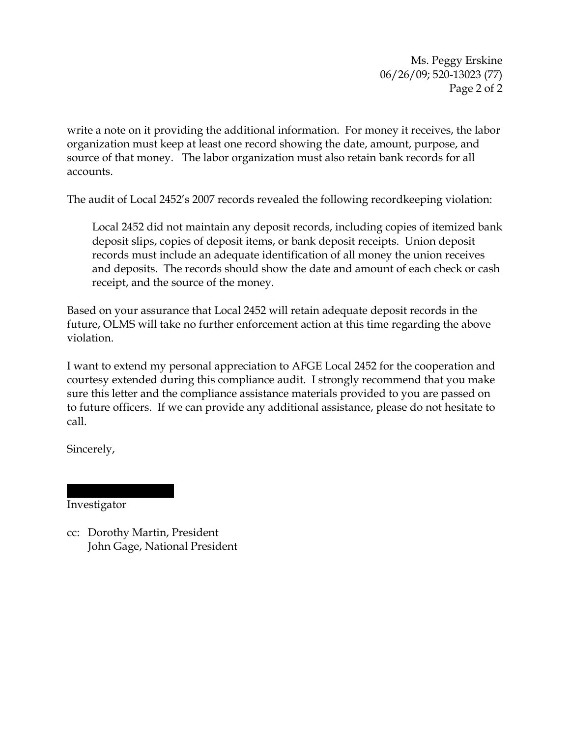write a note on it providing the additional information. For money it receives, the labor organization must keep at least one record showing the date, amount, purpose, and source of that money. The labor organization must also retain bank records for all accounts.

The audit of Local 2452's 2007 records revealed the following recordkeeping violation:

> Local 2452 did not maintain any deposit records, including copies of itemized bank deposit slips, copies of deposit items, or bank deposit receipts. Union deposit records must include an adequate identification of all money the union receives and deposits. The records should show the date and amount of each check or cash receipt, and the source of the money.

Based on your assurance that Local 2452 will retain adequate deposit records in the future, OLMS will take no further enforcement action at this time regarding the above violation.

I want to extend my personal appreciation to AFGE Local 2452 for the cooperation and courtesy extended during this compliance audit. I strongly recommend that you make sure this letter and the compliance assistance materials provided to you are passed on to future officers. If we can provide any additional assistance, please do not hesitate to call.

Sincerely,

Investigator

cc: Dorothy Martin, President
    John Gage, National President